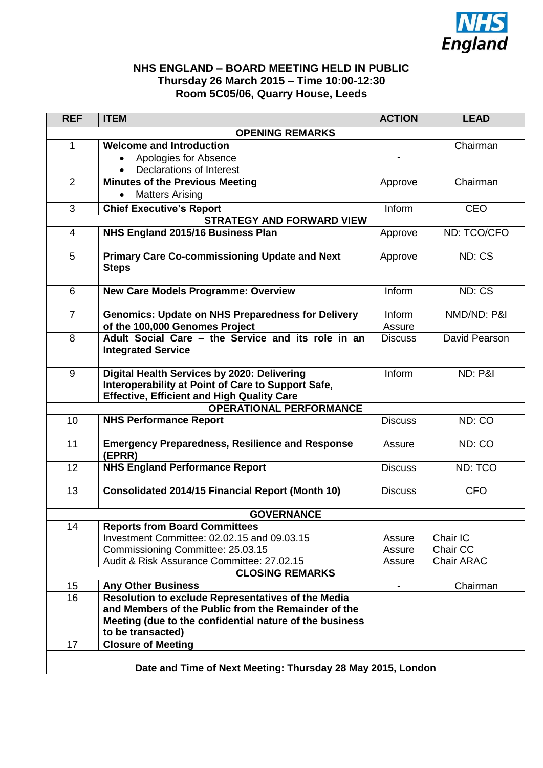NHS England

# NHS ENGLAND – BOARD MEETING HELD IN PUBLIC
**Thursday 26 March 2015 – Time 10:00-12:30**
**Room 5C05/06, Quarry House, Leeds**

| REF | ITEM | ACTION | LEAD |
|---|---|---|---|
| | **OPENING REMARKS** | | |
| 1 | **Welcome and Introduction**<br>• Apologies for Absence<br>• Declarations of Interest | - | Chairman |
| 2 | **Minutes of the Previous Meeting**<br>• Matters Arising | Approve | Chairman |
| 3 | **Chief Executive's Report** | Inform | CEO |
| | **STRATEGY AND FORWARD VIEW** | | |
| 4 | **NHS England 2015/16 Business Plan** | Approve | ND: TCO/CFO |
| 5 | **Primary Care Co-commissioning Update and Next Steps** | Approve | ND: CS |
| 6 | **New Care Models Programme: Overview** | Inform | ND: CS |
| 7 | **Genomics: Update on NHS Preparedness for Delivery of the 100,000 Genomes Project** | Inform<br>Assure | NMD/ND: P&I |
| 8 | **Adult Social Care – the Service and its role in an Integrated Service** | Discuss | David Pearson |
| 9 | **Digital Health Services by 2020: Delivering Interoperability at Point of Care to Support Safe, Effective, Efficient and High Quality Care** | Inform | ND: P&I |
| | **OPERATIONAL PERFORMANCE** | | |
| 10 | **NHS Performance Report** | Discuss | ND: CO |
| 11 | **Emergency Preparedness, Resilience and Response (EPRR)** | Assure | ND: CO |
| 12 | **NHS England Performance Report** | Discuss | ND: TCO |
| 13 | **Consolidated 2014/15 Financial Report (Month 10)** | Discuss | CFO |
| | **GOVERNANCE** | | |
| 14 | **Reports from Board Committees**<br>Investment Committee: 02.02.15 and 09.03.15<br>Commissioning Committee: 25.03.15<br>Audit & Risk Assurance Committee: 27.02.15 | <br>Assure<br>Assure<br>Assure | <br>Chair IC<br>Chair CC<br>Chair ARAC |
| | **CLOSING REMARKS** | | |
| 15 | **Any Other Business** | - | Chairman |
| 16 | **Resolution to exclude Representatives of the Media and Members of the Public from the Remainder of the Meeting (due to the confidential nature of the business to be transacted)** | | |
| 17 | **Closure of Meeting** | | |

**Date and Time of Next Meeting: Thursday 28 May 2015, London**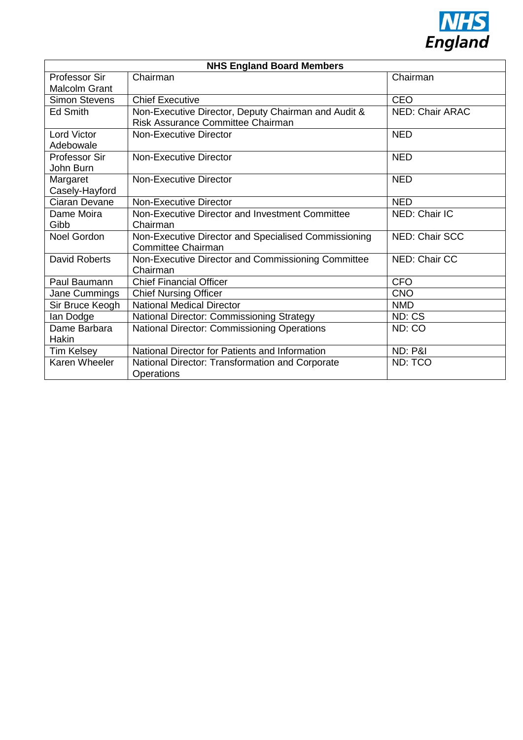| NHS England Board Members | | |
|---|---|---|
| Professor Sir Malcolm Grant | Chairman | Chairman |
| Simon Stevens | Chief Executive | CEO |
| Ed Smith | Non-Executive Director, Deputy Chairman and Audit & Risk Assurance Committee Chairman | NED: Chair ARAC |
| Lord Victor Adebowale | Non-Executive Director | NED |
| Professor Sir John Burn | Non-Executive Director | NED |
| Margaret Casely-Hayford | Non-Executive Director | NED |
| Ciaran Devane | Non-Executive Director | NED |
| Dame Moira Gibb | Non-Executive Director and Investment Committee Chairman | NED: Chair IC |
| Noel Gordon | Non-Executive Director and Specialised Commissioning Committee Chairman | NED: Chair SCC |
| David Roberts | Non-Executive Director and Commissioning Committee Chairman | NED: Chair CC |
| Paul Baumann | Chief Financial Officer | CFO |
| Jane Cummings | Chief Nursing Officer | CNO |
| Sir Bruce Keogh | National Medical Director | NMD |
| Ian Dodge | National Director: Commissioning Strategy | ND: CS |
| Dame Barbara Hakin | National Director: Commissioning Operations | ND: CO |
| Tim Kelsey | National Director for Patients and Information | ND: P&I |
| Karen Wheeler | National Director: Transformation and Corporate Operations | ND: TCO |